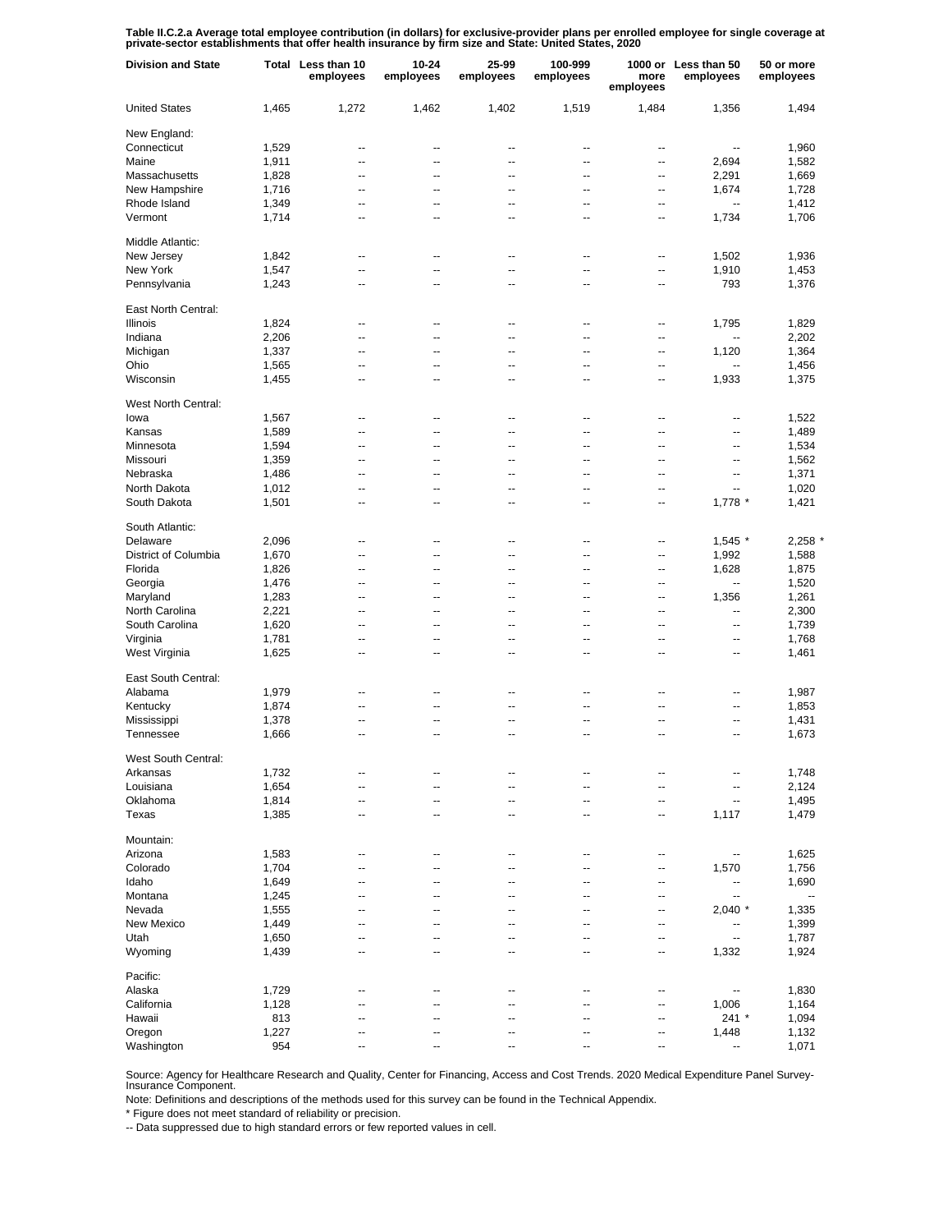**Table II.C.2.a Average total employee contribution (in dollars) for exclusive-provider plans per enrolled employee for single coverage at private-sector establishments that offer health insurance by firm size and State: United States, 2020**

| Division and State | Total | Less than 10 employees | 10-24 employees | 25-99 employees | 100-999 employees | 1000 or more employees | Less than 50 employees | 50 or more employees |
|---|---|---|---|---|---|---|---|---|
| United States | 1,465 | 1,272 | 1,462 | 1,402 | 1,519 | 1,484 | 1,356 | 1,494 |
| New England: | | | | | | | | |
| Connecticut | 1,529 | -- | -- | -- | -- | -- | -- | 1,960 |
| Maine | 1,911 | -- | -- | -- | -- | -- | 2,694 | 1,582 |
| Massachusetts | 1,828 | -- | -- | -- | -- | -- | 2,291 | 1,669 |
| New Hampshire | 1,716 | -- | -- | -- | -- | -- | 1,674 | 1,728 |
| Rhode Island | 1,349 | -- | -- | -- | -- | -- | -- | 1,412 |
| Vermont | 1,714 | -- | -- | -- | -- | -- | 1,734 | 1,706 |
| Middle Atlantic: | | | | | | | | |
| New Jersey | 1,842 | -- | -- | -- | -- | -- | 1,502 | 1,936 |
| New York | 1,547 | -- | -- | -- | -- | -- | 1,910 | 1,453 |
| Pennsylvania | 1,243 | -- | -- | -- | -- | -- | 793 | 1,376 |
| East North Central: | | | | | | | | |
| Illinois | 1,824 | -- | -- | -- | -- | -- | 1,795 | 1,829 |
| Indiana | 2,206 | -- | -- | -- | -- | -- | -- | 2,202 |
| Michigan | 1,337 | -- | -- | -- | -- | -- | 1,120 | 1,364 |
| Ohio | 1,565 | -- | -- | -- | -- | -- | -- | 1,456 |
| Wisconsin | 1,455 | -- | -- | -- | -- | -- | 1,933 | 1,375 |
| West North Central: | | | | | | | | |
| Iowa | 1,567 | -- | -- | -- | -- | -- | -- | 1,522 |
| Kansas | 1,589 | -- | -- | -- | -- | -- | -- | 1,489 |
| Minnesota | 1,594 | -- | -- | -- | -- | -- | -- | 1,534 |
| Missouri | 1,359 | -- | -- | -- | -- | -- | -- | 1,562 |
| Nebraska | 1,486 | -- | -- | -- | -- | -- | -- | 1,371 |
| North Dakota | 1,012 | -- | -- | -- | -- | -- | -- | 1,020 |
| South Dakota | 1,501 | -- | -- | -- | -- | -- | 1,778 * | 1,421 |
| South Atlantic: | | | | | | | | |
| Delaware | 2,096 | -- | -- | -- | -- | -- | 1,545 * | 2,258 * |
| District of Columbia | 1,670 | -- | -- | -- | -- | -- | 1,992 | 1,588 |
| Florida | 1,826 | -- | -- | -- | -- | -- | 1,628 | 1,875 |
| Georgia | 1,476 | -- | -- | -- | -- | -- | -- | 1,520 |
| Maryland | 1,283 | -- | -- | -- | -- | -- | 1,356 | 1,261 |
| North Carolina | 2,221 | -- | -- | -- | -- | -- | -- | 2,300 |
| South Carolina | 1,620 | -- | -- | -- | -- | -- | -- | 1,739 |
| Virginia | 1,781 | -- | -- | -- | -- | -- | -- | 1,768 |
| West Virginia | 1,625 | -- | -- | -- | -- | -- | -- | 1,461 |
| East South Central: | | | | | | | | |
| Alabama | 1,979 | -- | -- | -- | -- | -- | -- | 1,987 |
| Kentucky | 1,874 | -- | -- | -- | -- | -- | -- | 1,853 |
| Mississippi | 1,378 | -- | -- | -- | -- | -- | -- | 1,431 |
| Tennessee | 1,666 | -- | -- | -- | -- | -- | -- | 1,673 |
| West South Central: | | | | | | | | |
| Arkansas | 1,732 | -- | -- | -- | -- | -- | -- | 1,748 |
| Louisiana | 1,654 | -- | -- | -- | -- | -- | -- | 2,124 |
| Oklahoma | 1,814 | -- | -- | -- | -- | -- | -- | 1,495 |
| Texas | 1,385 | -- | -- | -- | -- | -- | 1,117 | 1,479 |
| Mountain: | | | | | | | | |
| Arizona | 1,583 | -- | -- | -- | -- | -- | -- | 1,625 |
| Colorado | 1,704 | -- | -- | -- | -- | -- | 1,570 | 1,756 |
| Idaho | 1,649 | -- | -- | -- | -- | -- | -- | 1,690 |
| Montana | 1,245 | -- | -- | -- | -- | -- | -- | -- |
| Nevada | 1,555 | -- | -- | -- | -- | -- | 2,040 * | 1,335 |
| New Mexico | 1,449 | -- | -- | -- | -- | -- | -- | 1,399 |
| Utah | 1,650 | -- | -- | -- | -- | -- | -- | 1,787 |
| Wyoming | 1,439 | -- | -- | -- | -- | -- | 1,332 | 1,924 |
| Pacific: | | | | | | | | |
| Alaska | 1,729 | -- | -- | -- | -- | -- | -- | 1,830 |
| California | 1,128 | -- | -- | -- | -- | -- | 1,006 | 1,164 |
| Hawaii | 813 | -- | -- | -- | -- | -- | 241 * | 1,094 |
| Oregon | 1,227 | -- | -- | -- | -- | -- | 1,448 | 1,132 |
| Washington | 954 | -- | -- | -- | -- | -- | -- | 1,071 |

Source: Agency for Healthcare Research and Quality, Center for Financing, Access and Cost Trends. 2020 Medical Expenditure Panel Survey-Insurance Component.

Note: Definitions and descriptions of the methods used for this survey can be found in the Technical Appendix.

* Figure does not meet standard of reliability or precision.

-- Data suppressed due to high standard errors or few reported values in cell.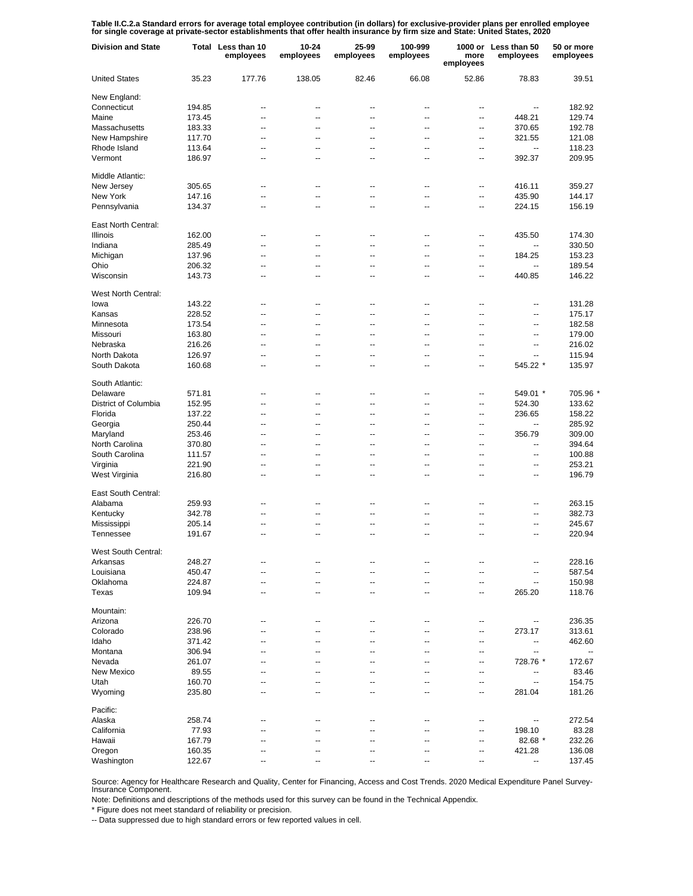**Table II.C.2.a Standard errors for average total employee contribution (in dollars) for exclusive-provider plans per enrolled employee for single coverage at private-sector establishments that offer health insurance by firm size and State: United States, 2020**

| Division and State | Total | Less than 10 employees | 10-24 employees | 25-99 employees | 100-999 employees | 1000 or more employees | Less than 50 employees | 50 or more employees |
|---|---|---|---|---|---|---|---|---|
| United States | 35.23 | 177.76 | 138.05 | 82.46 | 66.08 | 52.86 | 78.83 | 39.51 |
| New England: | | | | | | | | |
| Connecticut | 194.85 | -- | -- | -- | -- | -- | -- | 182.92 |
| Maine | 173.45 | -- | -- | -- | -- | -- | 448.21 | 129.74 |
| Massachusetts | 183.33 | -- | -- | -- | -- | -- | 370.65 | 192.78 |
| New Hampshire | 117.70 | -- | -- | -- | -- | -- | 321.55 | 121.08 |
| Rhode Island | 113.64 | -- | -- | -- | -- | -- | -- | 118.23 |
| Vermont | 186.97 | -- | -- | -- | -- | -- | 392.37 | 209.95 |
| Middle Atlantic: | | | | | | | | |
| New Jersey | 305.65 | -- | -- | -- | -- | -- | 416.11 | 359.27 |
| New York | 147.16 | -- | -- | -- | -- | -- | 435.90 | 144.17 |
| Pennsylvania | 134.37 | -- | -- | -- | -- | -- | 224.15 | 156.19 |
| East North Central: | | | | | | | | |
| Illinois | 162.00 | -- | -- | -- | -- | -- | 435.50 | 174.30 |
| Indiana | 285.49 | -- | -- | -- | -- | -- | -- | 330.50 |
| Michigan | 137.96 | -- | -- | -- | -- | -- | 184.25 | 153.23 |
| Ohio | 206.32 | -- | -- | -- | -- | -- | -- | 189.54 |
| Wisconsin | 143.73 | -- | -- | -- | -- | -- | 440.85 | 146.22 |
| West North Central: | | | | | | | | |
| Iowa | 143.22 | -- | -- | -- | -- | -- | -- | 131.28 |
| Kansas | 228.52 | -- | -- | -- | -- | -- | -- | 175.17 |
| Minnesota | 173.54 | -- | -- | -- | -- | -- | -- | 182.58 |
| Missouri | 163.80 | -- | -- | -- | -- | -- | -- | 179.00 |
| Nebraska | 216.26 | -- | -- | -- | -- | -- | -- | 216.02 |
| North Dakota | 126.97 | -- | -- | -- | -- | -- | -- | 115.94 |
| South Dakota | 160.68 | -- | -- | -- | -- | -- | 545.22 * | 135.97 |
| South Atlantic: | | | | | | | | |
| Delaware | 571.81 | -- | -- | -- | -- | -- | 549.01 * | 705.96 * |
| District of Columbia | 152.95 | -- | -- | -- | -- | -- | 524.30 | 133.62 |
| Florida | 137.22 | -- | -- | -- | -- | -- | 236.65 | 158.22 |
| Georgia | 250.44 | -- | -- | -- | -- | -- | -- | 285.92 |
| Maryland | 253.46 | -- | -- | -- | -- | -- | 356.79 | 309.00 |
| North Carolina | 370.80 | -- | -- | -- | -- | -- | -- | 394.64 |
| South Carolina | 111.57 | -- | -- | -- | -- | -- | -- | 100.88 |
| Virginia | 221.90 | -- | -- | -- | -- | -- | -- | 253.21 |
| West Virginia | 216.80 | -- | -- | -- | -- | -- | -- | 196.79 |
| East South Central: | | | | | | | | |
| Alabama | 259.93 | -- | -- | -- | -- | -- | -- | 263.15 |
| Kentucky | 342.78 | -- | -- | -- | -- | -- | -- | 382.73 |
| Mississippi | 205.14 | -- | -- | -- | -- | -- | -- | 245.67 |
| Tennessee | 191.67 | -- | -- | -- | -- | -- | -- | 220.94 |
| West South Central: | | | | | | | | |
| Arkansas | 248.27 | -- | -- | -- | -- | -- | -- | 228.16 |
| Louisiana | 450.47 | -- | -- | -- | -- | -- | -- | 587.54 |
| Oklahoma | 224.87 | -- | -- | -- | -- | -- | -- | 150.98 |
| Texas | 109.94 | -- | -- | -- | -- | -- | 265.20 | 118.76 |
| Mountain: | | | | | | | | |
| Arizona | 226.70 | -- | -- | -- | -- | -- | -- | 236.35 |
| Colorado | 238.96 | -- | -- | -- | -- | -- | 273.17 | 313.61 |
| Idaho | 371.42 | -- | -- | -- | -- | -- | -- | 462.60 |
| Montana | 306.94 | -- | -- | -- | -- | -- | -- | -- |
| Nevada | 261.07 | -- | -- | -- | -- | -- | 728.76 * | 172.67 |
| New Mexico | 89.55 | -- | -- | -- | -- | -- | -- | 83.46 |
| Utah | 160.70 | -- | -- | -- | -- | -- | -- | 154.75 |
| Wyoming | 235.80 | -- | -- | -- | -- | -- | 281.04 | 181.26 |
| Pacific: | | | | | | | | |
| Alaska | 258.74 | -- | -- | -- | -- | -- | -- | 272.54 |
| California | 77.93 | -- | -- | -- | -- | -- | 198.10 | 83.28 |
| Hawaii | 167.79 | -- | -- | -- | -- | -- | 82.68 * | 232.26 |
| Oregon | 160.35 | -- | -- | -- | -- | -- | 421.28 | 136.08 |
| Washington | 122.67 | -- | -- | -- | -- | -- | -- | 137.45 |

Source: Agency for Healthcare Research and Quality, Center for Financing, Access and Cost Trends. 2020 Medical Expenditure Panel Survey-Insurance Component.

Note: Definitions and descriptions of the methods used for this survey can be found in the Technical Appendix.

* Figure does not meet standard of reliability or precision.

-- Data suppressed due to high standard errors or few reported values in cell.